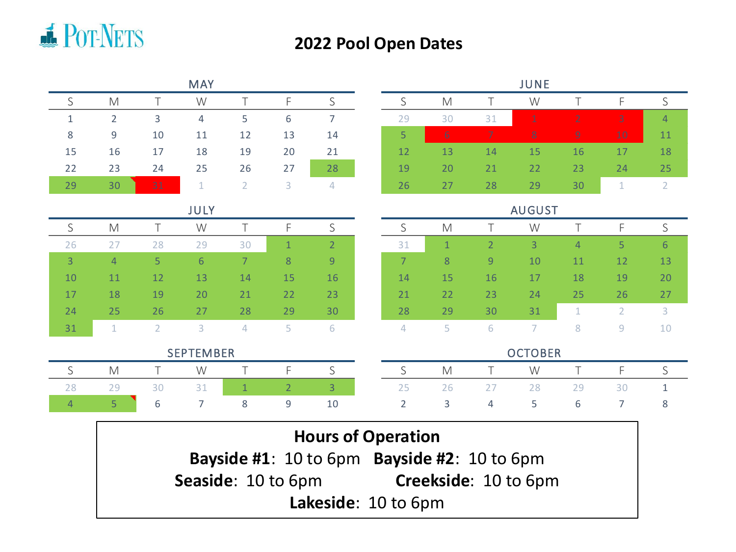Pot-Nets

# 2022 Pool Open Dates

## MAY

| S | M | T | W | T | F | S |
|---|---|---|---|---|---|---|
| 1 | 2 | 3 | 4 | 5 | 6 | 7 |
| 8 | 9 | 10 | 11 | 12 | 13 | 14 |
| 15 | 16 | 17 | 18 | 19 | 20 | 21 |
| 22 | 23 | 24 | 25 | 26 | 27 | 28 |
| 29 | 30 | 31 | 1 | 2 | 3 | 4 |

## JUNE

| S | M | T | W | T | F | S |
|---|---|---|---|---|---|---|
| 29 | 30 | 31 | 1 | 2 | 3 | 4 |
| 5 | 6 | 7 | 8 | 9 | 10 | 11 |
| 12 | 13 | 14 | 15 | 16 | 17 | 18 |
| 19 | 20 | 21 | 22 | 23 | 24 | 25 |
| 26 | 27 | 28 | 29 | 30 | 1 | 2 |

## JULY

| S | M | T | W | T | F | S |
|---|---|---|---|---|---|---|
| 26 | 27 | 28 | 29 | 30 | 1 | 2 |
| 3 | 4 | 5 | 6 | 7 | 8 | 9 |
| 10 | 11 | 12 | 13 | 14 | 15 | 16 |
| 17 | 18 | 19 | 20 | 21 | 22 | 23 |
| 24 | 25 | 26 | 27 | 28 | 29 | 30 |
| 31 | 1 | 2 | 3 | 4 | 5 | 6 |

## AUGUST

| S | M | T | W | T | F | S |
|---|---|---|---|---|---|---|
| 31 | 1 | 2 | 3 | 4 | 5 | 6 |
| 7 | 8 | 9 | 10 | 11 | 12 | 13 |
| 14 | 15 | 16 | 17 | 18 | 19 | 20 |
| 21 | 22 | 23 | 24 | 25 | 26 | 27 |
| 28 | 29 | 30 | 31 | 1 | 2 | 3 |
| 4 | 5 | 6 | 7 | 8 | 9 | 10 |

## SEPTEMBER

| S | M | T | W | T | F | S |
|---|---|---|---|---|---|---|
| 28 | 29 | 30 | 31 | 1 | 2 | 3 |
| 4 | 5 | 6 | 7 | 8 | 9 | 10 |

## OCTOBER

| S | M | T | W | T | F | S |
|---|---|---|---|---|---|---|
| 25 | 26 | 27 | 28 | 29 | 30 | 1 |
| 2 | 3 | 4 | 5 | 6 | 7 | 8 |

## Hours of Operation

**Bayside #1**: 10 to 6pm **Bayside #2**: 10 to 6pm

**Seaside**: 10 to 6pm **Creekside**: 10 to 6pm

**Lakeside**: 10 to 6pm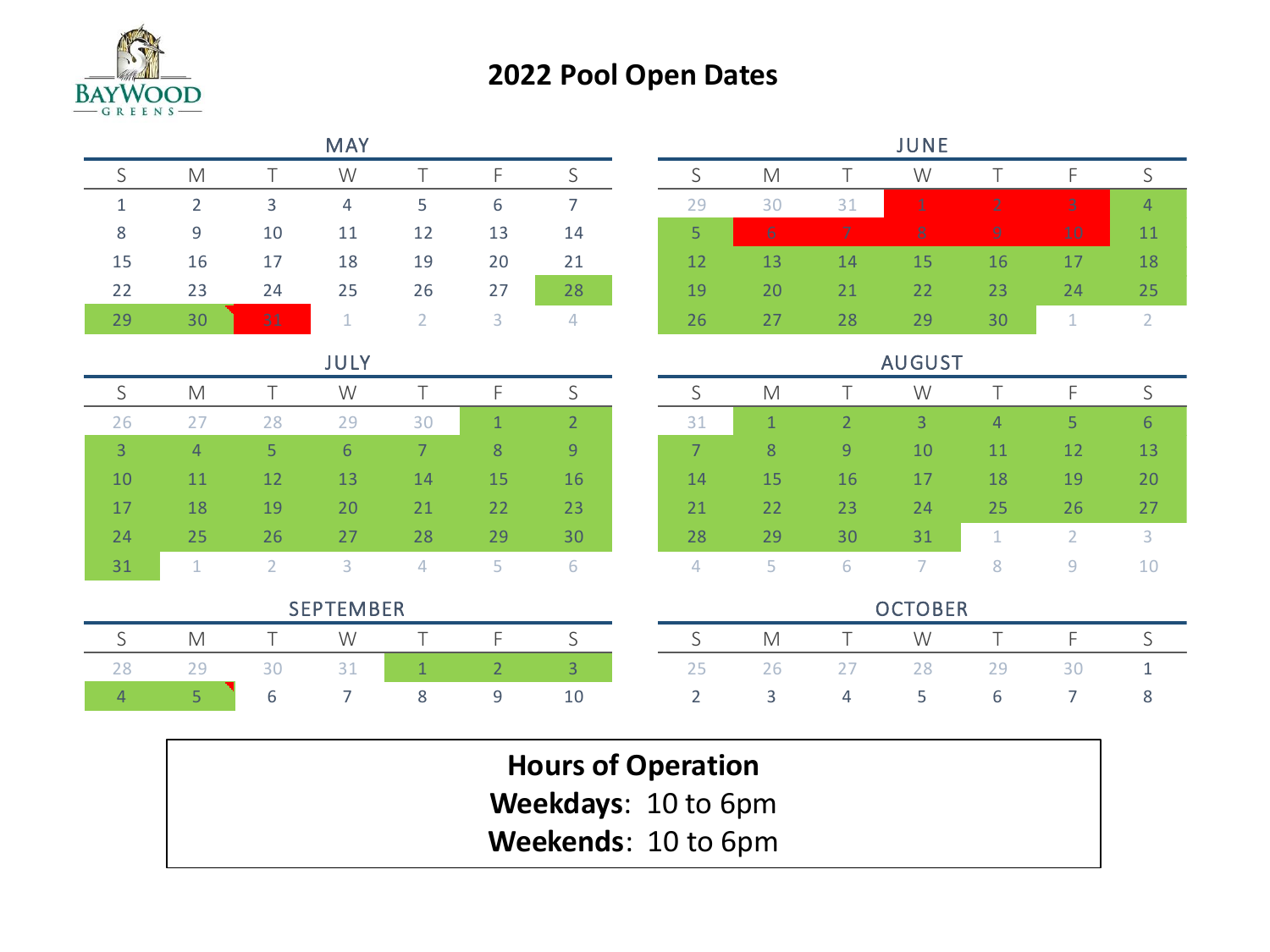BAYWOOD GREENS

# 2022 Pool Open Dates

## MAY

| S | M | T | W | T | F | S |
|---|---|---|---|---|---|---|
| 1 | 2 | 3 | 4 | 5 | 6 | 7 |
| 8 | 9 | 10 | 11 | 12 | 13 | 14 |
| 15 | 16 | 17 | 18 | 19 | 20 | 21 |
| 22 | 23 | 24 | 25 | 26 | 27 | 28 |
| 29 | 30 | 31 | 1 | 2 | 3 | 4 |

## JUNE

| S | M | T | W | T | F | S |
|---|---|---|---|---|---|---|
| 29 | 30 | 31 | 1 | 2 | 3 | 4 |
| 5 | 6 | 7 | 8 | 9 | 10 | 11 |
| 12 | 13 | 14 | 15 | 16 | 17 | 18 |
| 19 | 20 | 21 | 22 | 23 | 24 | 25 |
| 26 | 27 | 28 | 29 | 30 | 1 | 2 |

## JULY

| S | M | T | W | T | F | S |
|---|---|---|---|---|---|---|
| 26 | 27 | 28 | 29 | 30 | 1 | 2 |
| 3 | 4 | 5 | 6 | 7 | 8 | 9 |
| 10 | 11 | 12 | 13 | 14 | 15 | 16 |
| 17 | 18 | 19 | 20 | 21 | 22 | 23 |
| 24 | 25 | 26 | 27 | 28 | 29 | 30 |
| 31 | 1 | 2 | 3 | 4 | 5 | 6 |

## AUGUST

| S | M | T | W | T | F | S |
|---|---|---|---|---|---|---|
| 31 | 1 | 2 | 3 | 4 | 5 | 6 |
| 7 | 8 | 9 | 10 | 11 | 12 | 13 |
| 14 | 15 | 16 | 17 | 18 | 19 | 20 |
| 21 | 22 | 23 | 24 | 25 | 26 | 27 |
| 28 | 29 | 30 | 31 | 1 | 2 | 3 |
| 4 | 5 | 6 | 7 | 8 | 9 | 10 |

## SEPTEMBER

| S | M | T | W | T | F | S |
|---|---|---|---|---|---|---|
| 28 | 29 | 30 | 31 | 1 | 2 | 3 |
| 4 | 5 | 6 | 7 | 8 | 9 | 10 |

## OCTOBER

| S | M | T | W | T | F | S |
|---|---|---|---|---|---|---|
| 25 | 26 | 27 | 28 | 29 | 30 | 1 |
| 2 | 3 | 4 | 5 | 6 | 7 | 8 |

**Hours of Operation**

**Weekdays**: 10 to 6pm

**Weekends**: 10 to 6pm